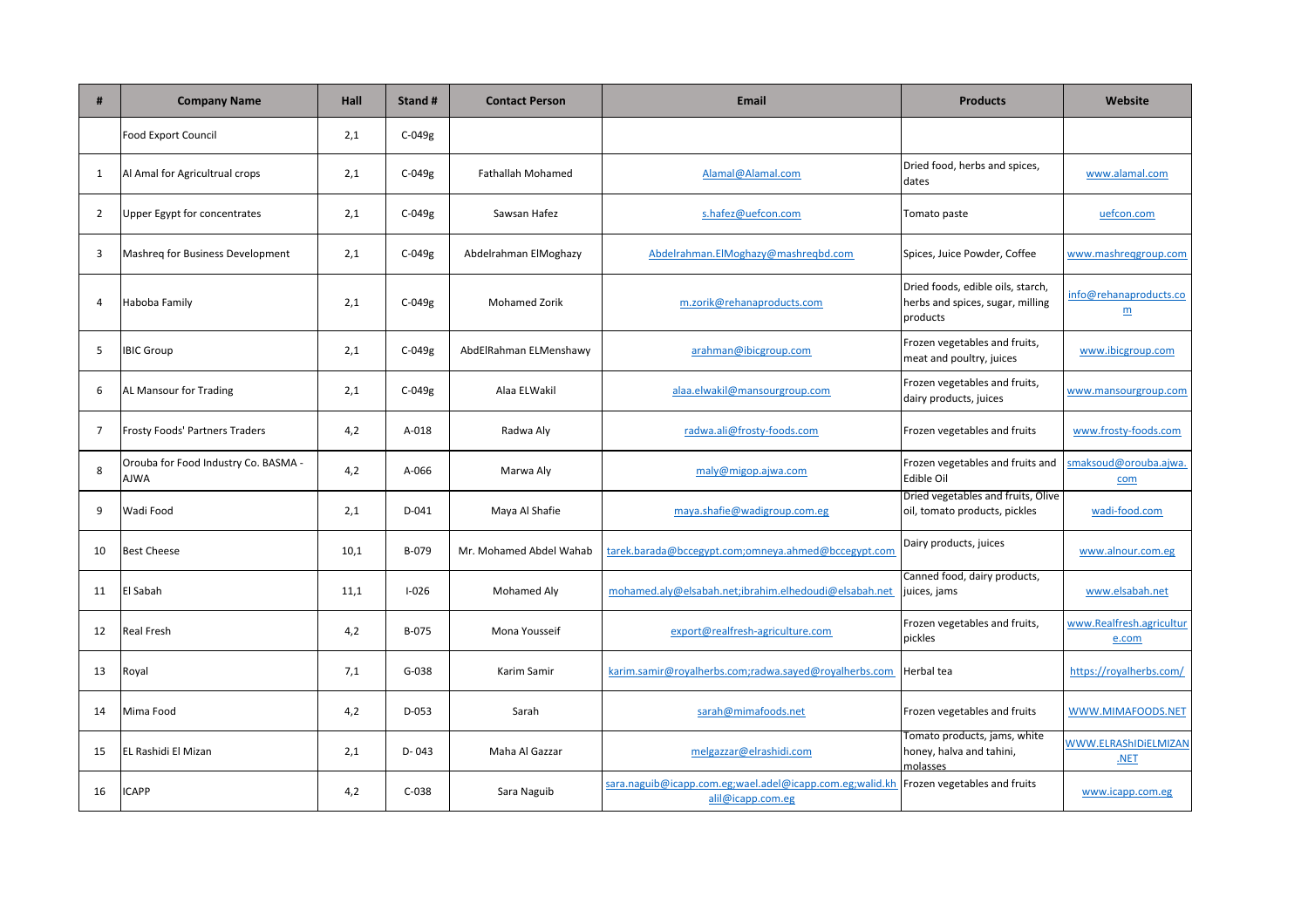| # | Company Name | Hall | Stand # | Contact Person | Email | Products | Website |
|---|---|---|---|---|---|---|---|
| | Food Export Council | 2,1 | C-049g | | | | |
| 1 | Al Amal for Agricultrual crops | 2,1 | C-049g | Fathallah Mohamed | Alamal@Alamal.com | Dried food, herbs and spices, dates | www.alamal.com |
| 2 | Upper Egypt for concentrates | 2,1 | C-049g | Sawsan Hafez | s.hafez@uefcon.com | Tomato paste | uefcon.com |
| 3 | Mashreq for Business Development | 2,1 | C-049g | Abdelrahman ElMoghazy | Abdelrahman.ElMoghazy@mashreqbd.com | Spices, Juice Powder, Coffee | www.mashreqgroup.com |
| 4 | Haboba Family | 2,1 | C-049g | Mohamed Zorik | m.zorik@rehanaproducts.com | Dried foods, edible oils, starch, herbs and spices, sugar, milling products | info@rehanaproducts.com |
| 5 | IBIC Group | 2,1 | C-049g | AbdElRahman ELMenshawy | arahman@ibicgroup.com | Frozen vegetables and fruits, meat and poultry, juices | www.ibicgroup.com |
| 6 | AL Mansour for Trading | 2,1 | C-049g | Alaa ELWakil | alaa.elwakil@mansourgroup.com | Frozen vegetables and fruits, dairy products, juices | www.mansourgroup.com |
| 7 | Frosty Foods' Partners Traders | 4,2 | A-018 | Radwa Aly | radwa.ali@frosty-foods.com | Frozen vegetables and fruits | www.frosty-foods.com |
| 8 | Orouba for Food Industry Co. BASMA - AJWA | 4,2 | A-066 | Marwa Aly | maly@migop.ajwa.com | Frozen vegetables and fruits and Edible Oil | smaksoud@orouba.ajwa.com |
| 9 | Wadi Food | 2,1 | D-041 | Maya Al Shafie | maya.shafie@wadigroup.com.eg | Dried vegetables and fruits, Olive oil, tomato products, pickles | wadi-food.com |
| 10 | Best Cheese | 10,1 | B-079 | Mr. Mohamed Abdel Wahab | tarek.barada@bccegypt.com;omneya.ahmed@bccegypt.com | Dairy products, juices | www.alnour.com.eg |
| 11 | El Sabah | 11,1 | I-026 | Mohamed Aly | mohamed.aly@elsabah.net;ibrahim.elhedoudi@elsabah.net | Canned food, dairy products, juices, jams | www.elsabah.net |
| 12 | Real Fresh | 4,2 | B-075 | Mona Yousseif | export@realfresh-agriculture.com | Frozen vegetables and fruits, pickles | www.Realfresh.agriculture.com |
| 13 | Royal | 7,1 | G-038 | Karim Samir | karim.samir@royalherbs.com;radwa.sayed@royalherbs.com | Herbal tea | https://royalherbs.com/ |
| 14 | Mima Food | 4,2 | D-053 | Sarah | sarah@mimafoods.net | Frozen vegetables and fruits | WWW.MIMAFOODS.NET |
| 15 | EL Rashidi El Mizan | 2,1 | D- 043 | Maha Al Gazzar | melgazzar@elrashidi.com | Tomato products, jams, white honey, halva and tahini, molasses | WWW.ELRAShIDiELMIZAN.NET |
| 16 | ICAPP | 4,2 | C-038 | Sara Naguib | sara.naguib@icapp.com.eg;wael.adel@icapp.com.eg;walid.khalil@icapp.com.eg | Frozen vegetables and fruits | www.icapp.com.eg |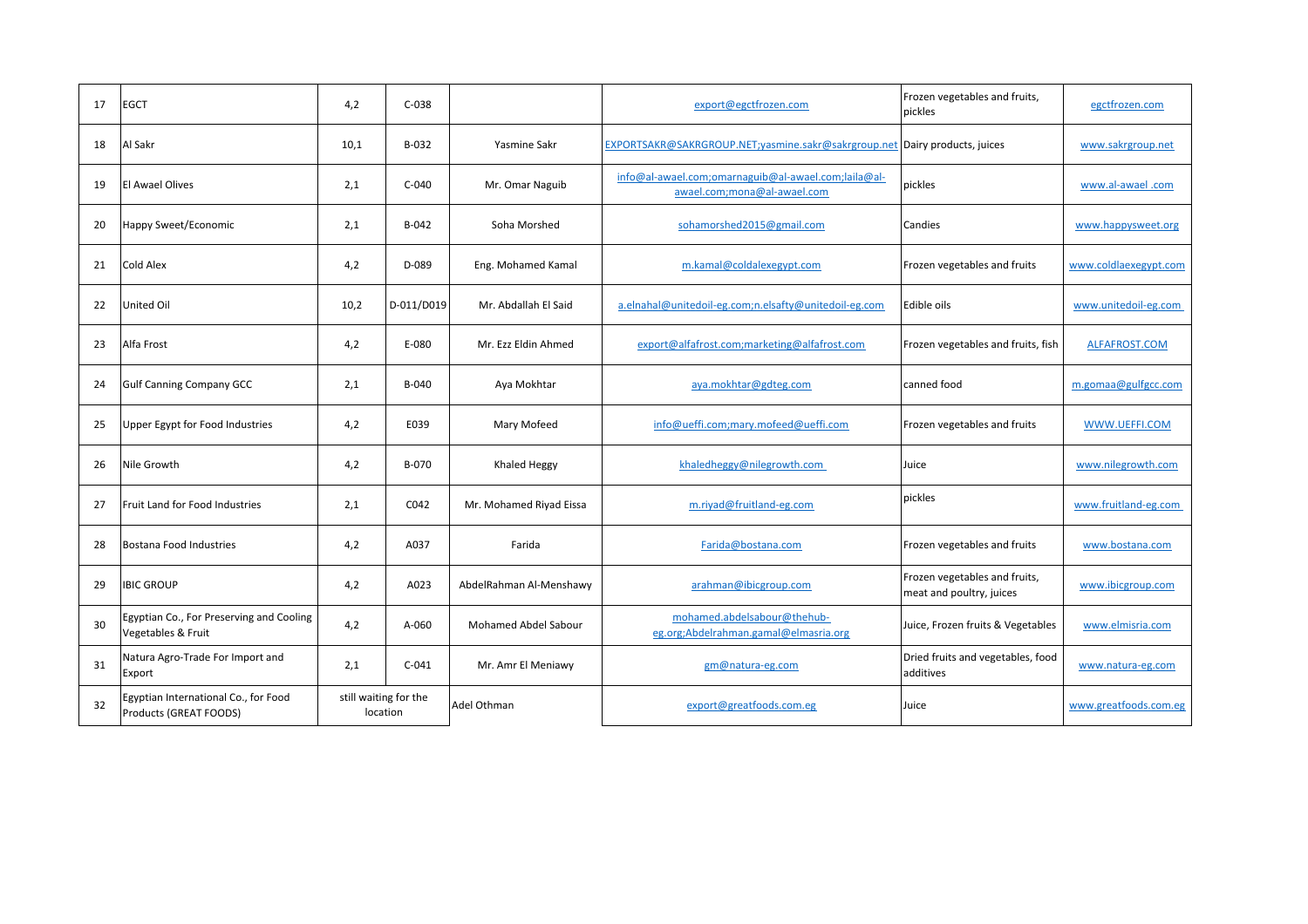| | | | | | | | |
|---|---|---|---|---|---|---|---|
| 17 | EGCT | 4,2 | C-038 | | export@egctfrozen.com | Frozen vegetables and fruits, pickles | egctfrozen.com |
| 18 | Al Sakr | 10,1 | B-032 | Yasmine Sakr | EXPORTSAKR@SAKRGROUP.NET;yasmine.sakr@sakrgroup.net | Dairy products, juices | www.sakrgroup.net |
| 19 | El Awael Olives | 2,1 | C-040 | Mr. Omar Naguib | info@al-awael.com;omarnaguib@al-awael.com;laila@al-awael.com;mona@al-awael.com | pickles | www.al-awael .com |
| 20 | Happy Sweet/Economic | 2,1 | B-042 | Soha Morshed | sohamorshed2015@gmail.com | Candies | www.happysweet.org |
| 21 | Cold Alex | 4,2 | D-089 | Eng. Mohamed Kamal | m.kamal@coldalexegypt.com | Frozen vegetables and fruits | www.coldlaexegypt.com |
| 22 | United Oil | 10,2 | D-011/D019 | Mr. Abdallah El Said | a.elnahal@unitedoil-eg.com;n.elsafty@unitedoil-eg.com | Edible oils | www.unitedoil-eg.com |
| 23 | Alfa Frost | 4,2 | E-080 | Mr. Ezz Eldin Ahmed | export@alfafrost.com;marketing@alfafrost.com | Frozen vegetables and fruits, fish | ALFAFROST.COM |
| 24 | Gulf Canning Company GCC | 2,1 | B-040 | Aya Mokhtar | aya.mokhtar@gdteg.com | canned food | m.gomaa@gulfgcc.com |
| 25 | Upper Egypt for Food Industries | 4,2 | E039 | Mary Mofeed | info@ueffi.com;mary.mofeed@ueffi.com | Frozen vegetables and fruits | WWW.UEFFI.COM |
| 26 | Nile Growth | 4,2 | B-070 | Khaled Heggy | khaledheggy@nilegrowth.com | Juice | www.nilegrowth.com |
| 27 | Fruit Land for Food Industries | 2,1 | C042 | Mr. Mohamed Riyad Eissa | m.riyad@fruitland-eg.com | pickles | www.fruitland-eg.com |
| 28 | Bostana Food Industries | 4,2 | A037 | Farida | Farida@bostana.com | Frozen vegetables and fruits | www.bostana.com |
| 29 | IBIC GROUP | 4,2 | A023 | AbdelRahman Al-Menshawy | arahman@ibicgroup.com | Frozen vegetables and fruits, meat and poultry, juices | www.ibicgroup.com |
| 30 | Egyptian Co., For Preserving and Cooling Vegetables & Fruit | 4,2 | A-060 | Mohamed Abdel Sabour | mohamed.abdelsabour@thehub-eg.org;Abdelrahman.gamal@elmasria.org | Juice, Frozen fruits & Vegetables | www.elmisria.com |
| 31 | Natura Agro-Trade For Import and Export | 2,1 | C-041 | Mr. Amr El Meniawy | gm@natura-eg.com | Dried fruits and vegetables, food additives | www.natura-eg.com |
| 32 | Egyptian International Co., for Food Products (GREAT FOODS) | still waiting for the location | | Adel Othman | export@greatfoods.com.eg | Juice | www.greatfoods.com.eg |